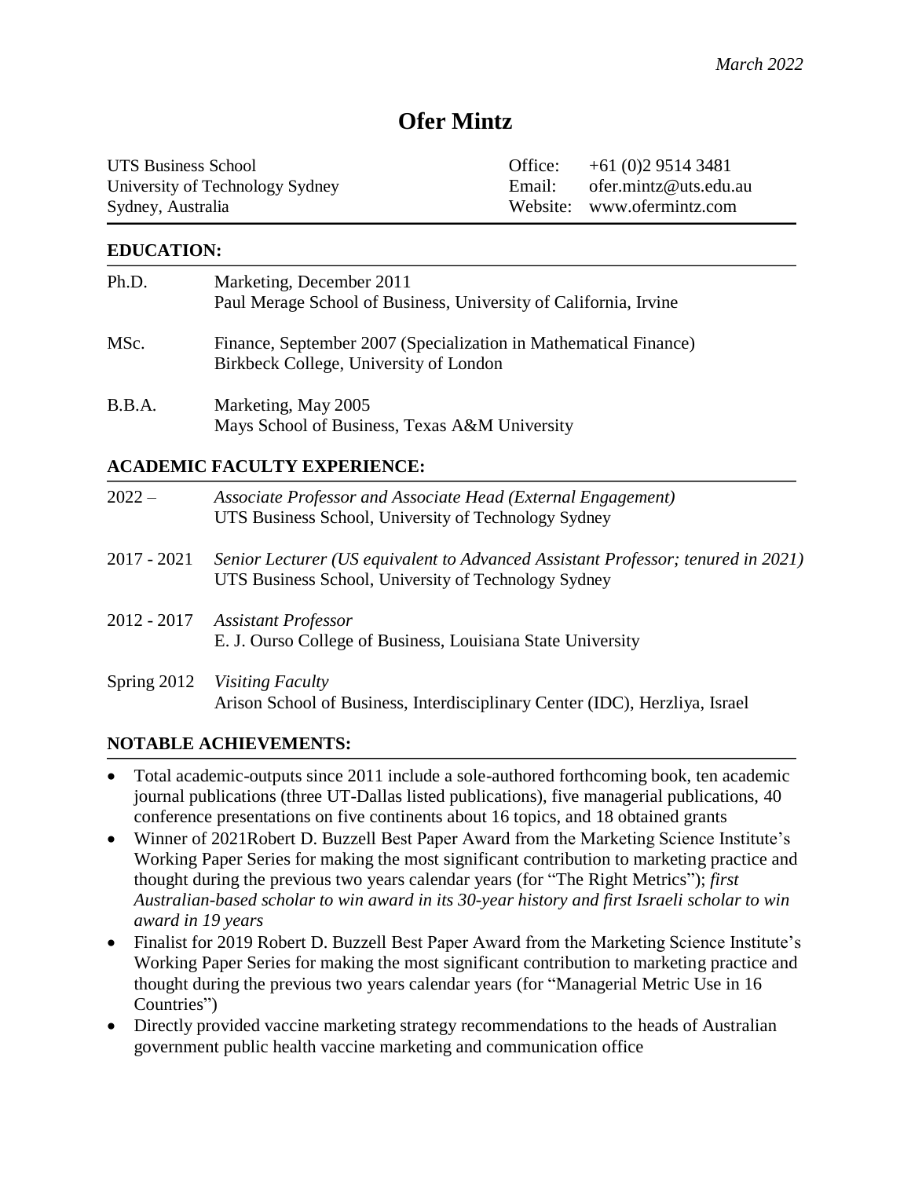*March 2022*

# Ofer Mintz

UTS Business School
University of Technology Sydney
Sydney, Australia

Office: +61 (0)2 9514 3481
Email: ofer.mintz@uts.edu.au
Website: www.ofermintz.com

## EDUCATION:

| | |
|---|---|
| Ph.D. | Marketing, December 2011<br>Paul Merage School of Business, University of California, Irvine |
| MSc. | Finance, September 2007 (Specialization in Mathematical Finance)<br>Birkbeck College, University of London |
| B.B.A. | Marketing, May 2005<br>Mays School of Business, Texas A&M University |

## ACADEMIC FACULTY EXPERIENCE:

| | |
|---|---|
| 2022 – | *Associate Professor and Associate Head (External Engagement)*<br>UTS Business School, University of Technology Sydney |
| 2017 - 2021 | *Senior Lecturer (US equivalent to Advanced Assistant Professor; tenured in 2021)*<br>UTS Business School, University of Technology Sydney |
| 2012 - 2017 | *Assistant Professor*<br>E. J. Ourso College of Business, Louisiana State University |
| Spring 2012 | *Visiting Faculty*<br>Arison School of Business, Interdisciplinary Center (IDC), Herzliya, Israel |

## NOTABLE ACHIEVEMENTS:

- Total academic-outputs since 2011 include a sole-authored forthcoming book, ten academic journal publications (three UT-Dallas listed publications), five managerial publications, 40 conference presentations on five continents about 16 topics, and 18 obtained grants
- Winner of 2021Robert D. Buzzell Best Paper Award from the Marketing Science Institute's Working Paper Series for making the most significant contribution to marketing practice and thought during the previous two years calendar years (for "The Right Metrics"); *first Australian-based scholar to win award in its 30-year history and first Israeli scholar to win award in 19 years*
- Finalist for 2019 Robert D. Buzzell Best Paper Award from the Marketing Science Institute's Working Paper Series for making the most significant contribution to marketing practice and thought during the previous two years calendar years (for "Managerial Metric Use in 16 Countries")
- Directly provided vaccine marketing strategy recommendations to the heads of Australian government public health vaccine marketing and communication office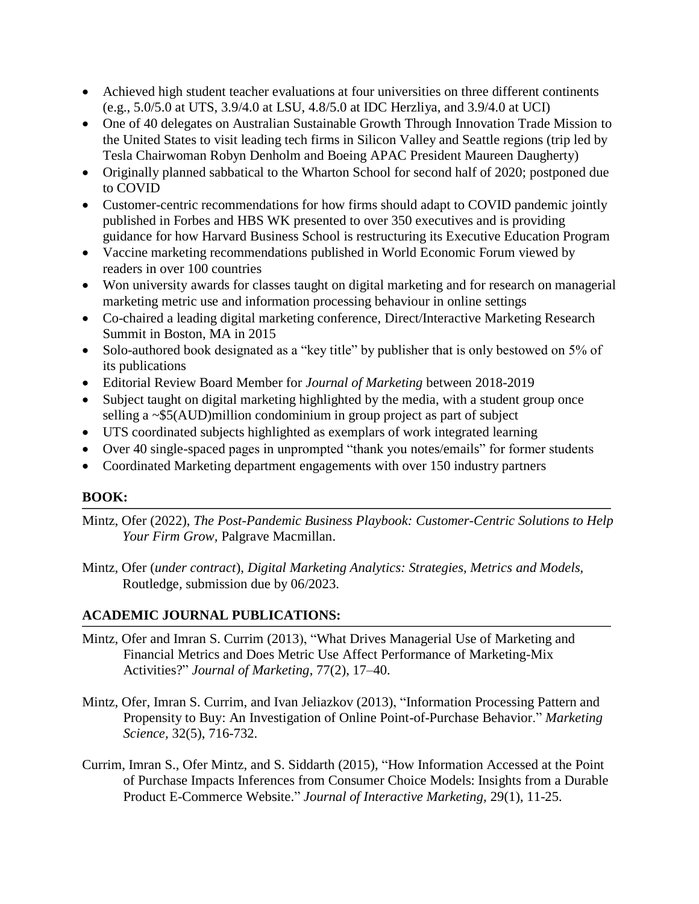- Achieved high student teacher evaluations at four universities on three different continents (e.g., 5.0/5.0 at UTS, 3.9/4.0 at LSU, 4.8/5.0 at IDC Herzliya, and 3.9/4.0 at UCI)
- One of 40 delegates on Australian Sustainable Growth Through Innovation Trade Mission to the United States to visit leading tech firms in Silicon Valley and Seattle regions (trip led by Tesla Chairwoman Robyn Denholm and Boeing APAC President Maureen Daugherty)
- Originally planned sabbatical to the Wharton School for second half of 2020; postponed due to COVID
- Customer-centric recommendations for how firms should adapt to COVID pandemic jointly published in Forbes and HBS WK presented to over 350 executives and is providing guidance for how Harvard Business School is restructuring its Executive Education Program
- Vaccine marketing recommendations published in World Economic Forum viewed by readers in over 100 countries
- Won university awards for classes taught on digital marketing and for research on managerial marketing metric use and information processing behaviour in online settings
- Co-chaired a leading digital marketing conference, Direct/Interactive Marketing Research Summit in Boston, MA in 2015
- Solo-authored book designated as a "key title" by publisher that is only bestowed on 5% of its publications
- Editorial Review Board Member for *Journal of Marketing* between 2018-2019
- Subject taught on digital marketing highlighted by the media, with a student group once selling a ~$5(AUD)million condominium in group project as part of subject
- UTS coordinated subjects highlighted as exemplars of work integrated learning
- Over 40 single-spaced pages in unprompted "thank you notes/emails" for former students
- Coordinated Marketing department engagements with over 150 industry partners

## BOOK:

Mintz, Ofer (2022), *The Post-Pandemic Business Playbook: Customer-Centric Solutions to Help Your Firm Grow,* Palgrave Macmillan.

Mintz, Ofer (*under contract*), *Digital Marketing Analytics: Strategies, Metrics and Models,* Routledge, submission due by 06/2023.

## ACADEMIC JOURNAL PUBLICATIONS:

Mintz, Ofer and Imran S. Currim (2013), "What Drives Managerial Use of Marketing and Financial Metrics and Does Metric Use Affect Performance of Marketing-Mix Activities?" *Journal of Marketing,* 77(2), 17–40.

Mintz, Ofer, Imran S. Currim, and Ivan Jeliazkov (2013), "Information Processing Pattern and Propensity to Buy: An Investigation of Online Point-of-Purchase Behavior." *Marketing Science,* 32(5), 716-732.

Currim, Imran S., Ofer Mintz, and S. Siddarth (2015), "How Information Accessed at the Point of Purchase Impacts Inferences from Consumer Choice Models: Insights from a Durable Product E-Commerce Website." *Journal of Interactive Marketing,* 29(1), 11-25.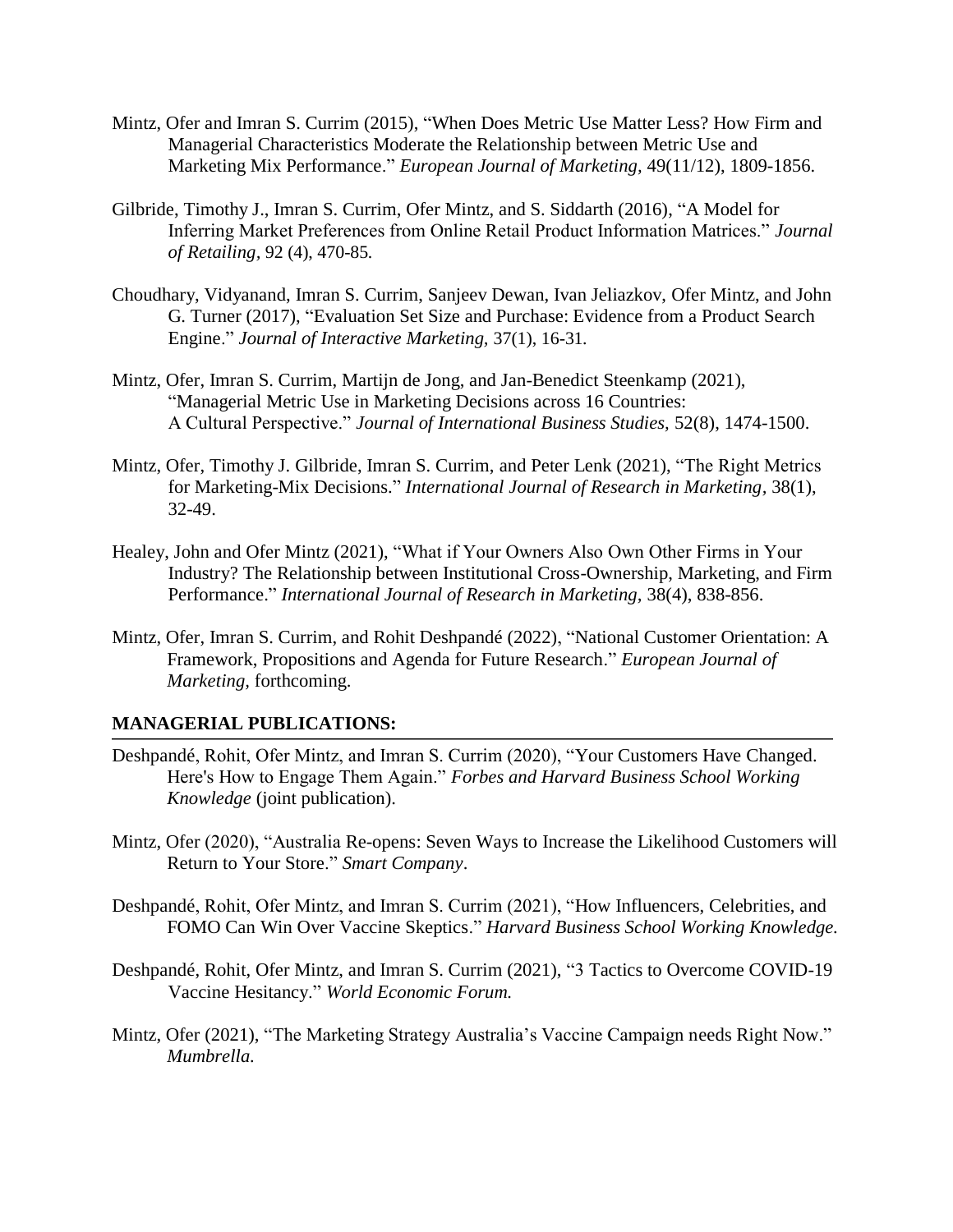Mintz, Ofer and Imran S. Currim (2015), "When Does Metric Use Matter Less? How Firm and Managerial Characteristics Moderate the Relationship between Metric Use and Marketing Mix Performance." *European Journal of Marketing,* 49(11/12), 1809-1856.

Gilbride, Timothy J., Imran S. Currim, Ofer Mintz, and S. Siddarth (2016), "A Model for Inferring Market Preferences from Online Retail Product Information Matrices." *Journal of Retailing*, 92 (4), 470-85.

Choudhary, Vidyanand, Imran S. Currim, Sanjeev Dewan, Ivan Jeliazkov, Ofer Mintz, and John G. Turner (2017), "Evaluation Set Size and Purchase: Evidence from a Product Search Engine." *Journal of Interactive Marketing,* 37(1), 16-31.

Mintz, Ofer, Imran S. Currim, Martijn de Jong, and Jan-Benedict Steenkamp (2021), "Managerial Metric Use in Marketing Decisions across 16 Countries: A Cultural Perspective." *Journal of International Business Studies,* 52(8), 1474-1500.

Mintz, Ofer, Timothy J. Gilbride, Imran S. Currim, and Peter Lenk (2021), "The Right Metrics for Marketing-Mix Decisions." *International Journal of Research in Marketing*, 38(1), 32-49.

Healey, John and Ofer Mintz (2021), "What if Your Owners Also Own Other Firms in Your Industry? The Relationship between Institutional Cross-Ownership, Marketing, and Firm Performance." *International Journal of Research in Marketing,* 38(4), 838-856.

Mintz, Ofer, Imran S. Currim, and Rohit Deshpandé (2022), "National Customer Orientation: A Framework, Propositions and Agenda for Future Research." *European Journal of Marketing,* forthcoming.

## MANAGERIAL PUBLICATIONS:

Deshpandé, Rohit, Ofer Mintz, and Imran S. Currim (2020), "Your Customers Have Changed. Here's How to Engage Them Again." *Forbes and Harvard Business School Working Knowledge* (joint publication).

Mintz, Ofer (2020), "Australia Re-opens: Seven Ways to Increase the Likelihood Customers will Return to Your Store." *Smart Company*.

Deshpandé, Rohit, Ofer Mintz, and Imran S. Currim (2021), "How Influencers, Celebrities, and FOMO Can Win Over Vaccine Skeptics." *Harvard Business School Working Knowledge.*

Deshpandé, Rohit, Ofer Mintz, and Imran S. Currim (2021), "3 Tactics to Overcome COVID-19 Vaccine Hesitancy." *World Economic Forum.*

Mintz, Ofer (2021), "The Marketing Strategy Australia's Vaccine Campaign needs Right Now." *Mumbrella.*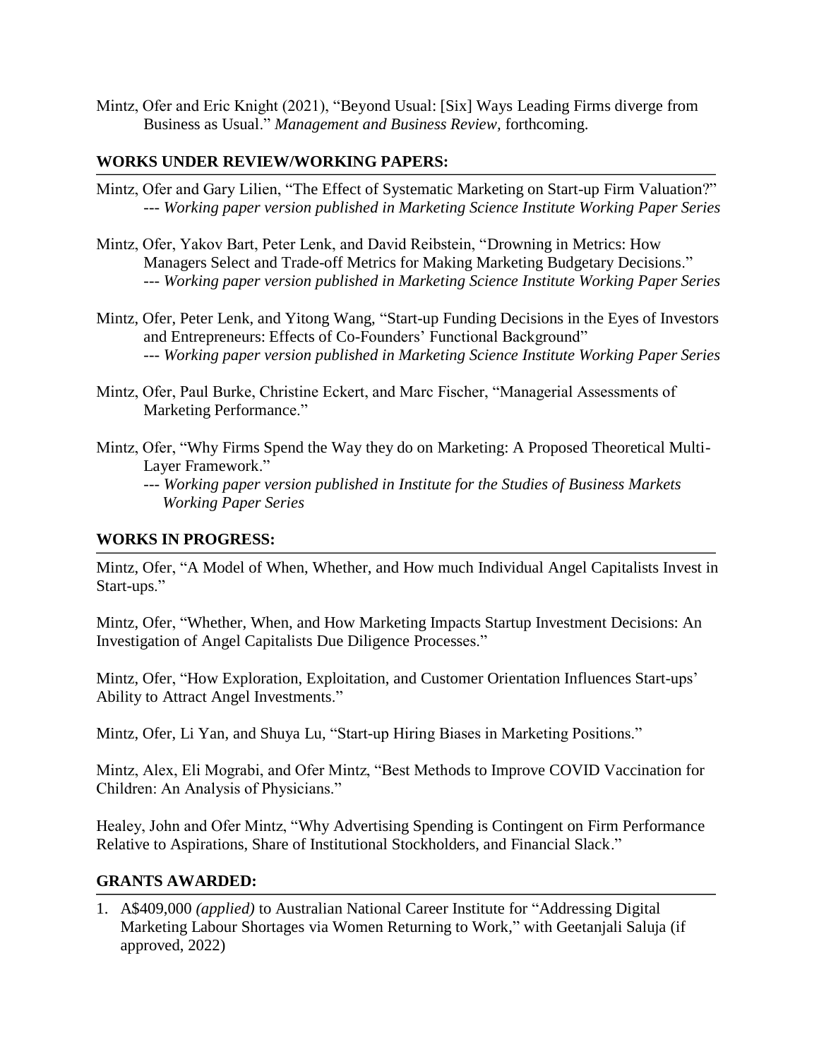Mintz, Ofer and Eric Knight (2021), "Beyond Usual: [Six] Ways Leading Firms diverge from Business as Usual." *Management and Business Review,* forthcoming.

## WORKS UNDER REVIEW/WORKING PAPERS:

Mintz, Ofer and Gary Lilien, "The Effect of Systematic Marketing on Start-up Firm Valuation?"
--- *Working paper version published in Marketing Science Institute Working Paper Series*

Mintz, Ofer, Yakov Bart, Peter Lenk, and David Reibstein, "Drowning in Metrics: How Managers Select and Trade-off Metrics for Making Marketing Budgetary Decisions."
--- *Working paper version published in Marketing Science Institute Working Paper Series*

Mintz, Ofer, Peter Lenk, and Yitong Wang, "Start-up Funding Decisions in the Eyes of Investors and Entrepreneurs: Effects of Co-Founders' Functional Background"
--- *Working paper version published in Marketing Science Institute Working Paper Series*

Mintz, Ofer, Paul Burke, Christine Eckert, and Marc Fischer, "Managerial Assessments of Marketing Performance."

Mintz, Ofer, "Why Firms Spend the Way they do on Marketing: A Proposed Theoretical Multi-Layer Framework."
--- *Working paper version published in Institute for the Studies of Business Markets Working Paper Series*

## WORKS IN PROGRESS:

Mintz, Ofer, "A Model of When, Whether, and How much Individual Angel Capitalists Invest in Start-ups."

Mintz, Ofer, "Whether, When, and How Marketing Impacts Startup Investment Decisions: An Investigation of Angel Capitalists Due Diligence Processes."

Mintz, Ofer, "How Exploration, Exploitation, and Customer Orientation Influences Start-ups' Ability to Attract Angel Investments."

Mintz, Ofer, Li Yan, and Shuya Lu, "Start-up Hiring Biases in Marketing Positions."

Mintz, Alex, Eli Mograbi, and Ofer Mintz, "Best Methods to Improve COVID Vaccination for Children: An Analysis of Physicians."

Healey, John and Ofer Mintz, "Why Advertising Spending is Contingent on Firm Performance Relative to Aspirations, Share of Institutional Stockholders, and Financial Slack."

## GRANTS AWARDED:

1. A$409,000 *(applied)* to Australian National Career Institute for "Addressing Digital Marketing Labour Shortages via Women Returning to Work," with Geetanjali Saluja (if approved, 2022)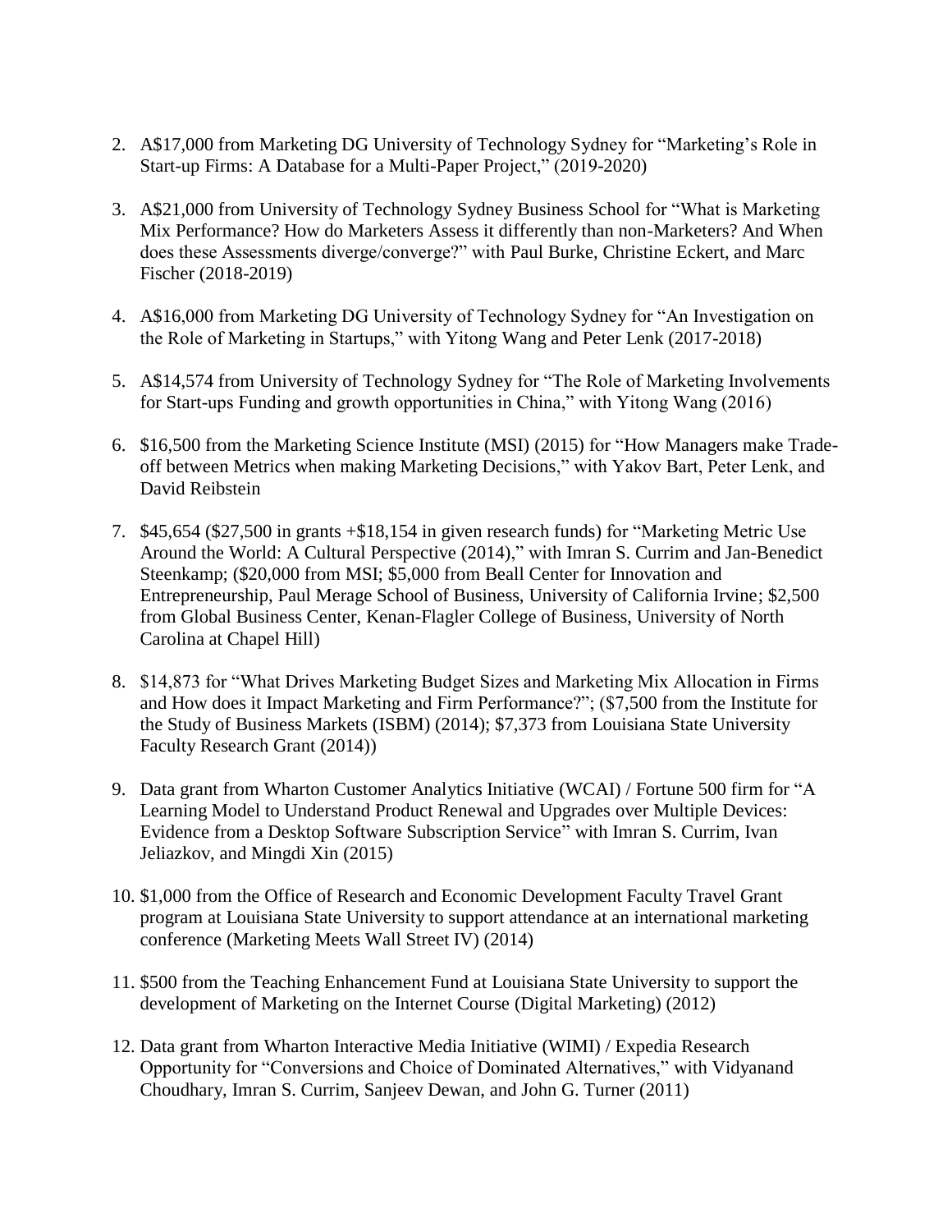2. A$17,000 from Marketing DG University of Technology Sydney for "Marketing's Role in Start-up Firms: A Database for a Multi-Paper Project," (2019-2020)

3. A$21,000 from University of Technology Sydney Business School for "What is Marketing Mix Performance? How do Marketers Assess it differently than non-Marketers? And When does these Assessments diverge/converge?" with Paul Burke, Christine Eckert, and Marc Fischer (2018-2019)

4. A$16,000 from Marketing DG University of Technology Sydney for "An Investigation on the Role of Marketing in Startups," with Yitong Wang and Peter Lenk (2017-2018)

5. A$14,574 from University of Technology Sydney for "The Role of Marketing Involvements for Start-ups Funding and growth opportunities in China," with Yitong Wang (2016)

6. $16,500 from the Marketing Science Institute (MSI) (2015) for "How Managers make Trade-off between Metrics when making Marketing Decisions," with Yakov Bart, Peter Lenk, and David Reibstein

7. $45,654 ($27,500 in grants +$18,154 in given research funds) for "Marketing Metric Use Around the World: A Cultural Perspective (2014)," with Imran S. Currim and Jan-Benedict Steenkamp; ($20,000 from MSI; $5,000 from Beall Center for Innovation and Entrepreneurship, Paul Merage School of Business, University of California Irvine; $2,500 from Global Business Center, Kenan-Flagler College of Business, University of North Carolina at Chapel Hill)

8. $14,873 for "What Drives Marketing Budget Sizes and Marketing Mix Allocation in Firms and How does it Impact Marketing and Firm Performance?"; ($7,500 from the Institute for the Study of Business Markets (ISBM) (2014); $7,373 from Louisiana State University Faculty Research Grant (2014))

9. Data grant from Wharton Customer Analytics Initiative (WCAI) / Fortune 500 firm for "A Learning Model to Understand Product Renewal and Upgrades over Multiple Devices: Evidence from a Desktop Software Subscription Service" with Imran S. Currim, Ivan Jeliazkov, and Mingdi Xin (2015)

10. $1,000 from the Office of Research and Economic Development Faculty Travel Grant program at Louisiana State University to support attendance at an international marketing conference (Marketing Meets Wall Street IV) (2014)

11. $500 from the Teaching Enhancement Fund at Louisiana State University to support the development of Marketing on the Internet Course (Digital Marketing) (2012)

12. Data grant from Wharton Interactive Media Initiative (WIMI) / Expedia Research Opportunity for "Conversions and Choice of Dominated Alternatives," with Vidyanand Choudhary, Imran S. Currim, Sanjeev Dewan, and John G. Turner (2011)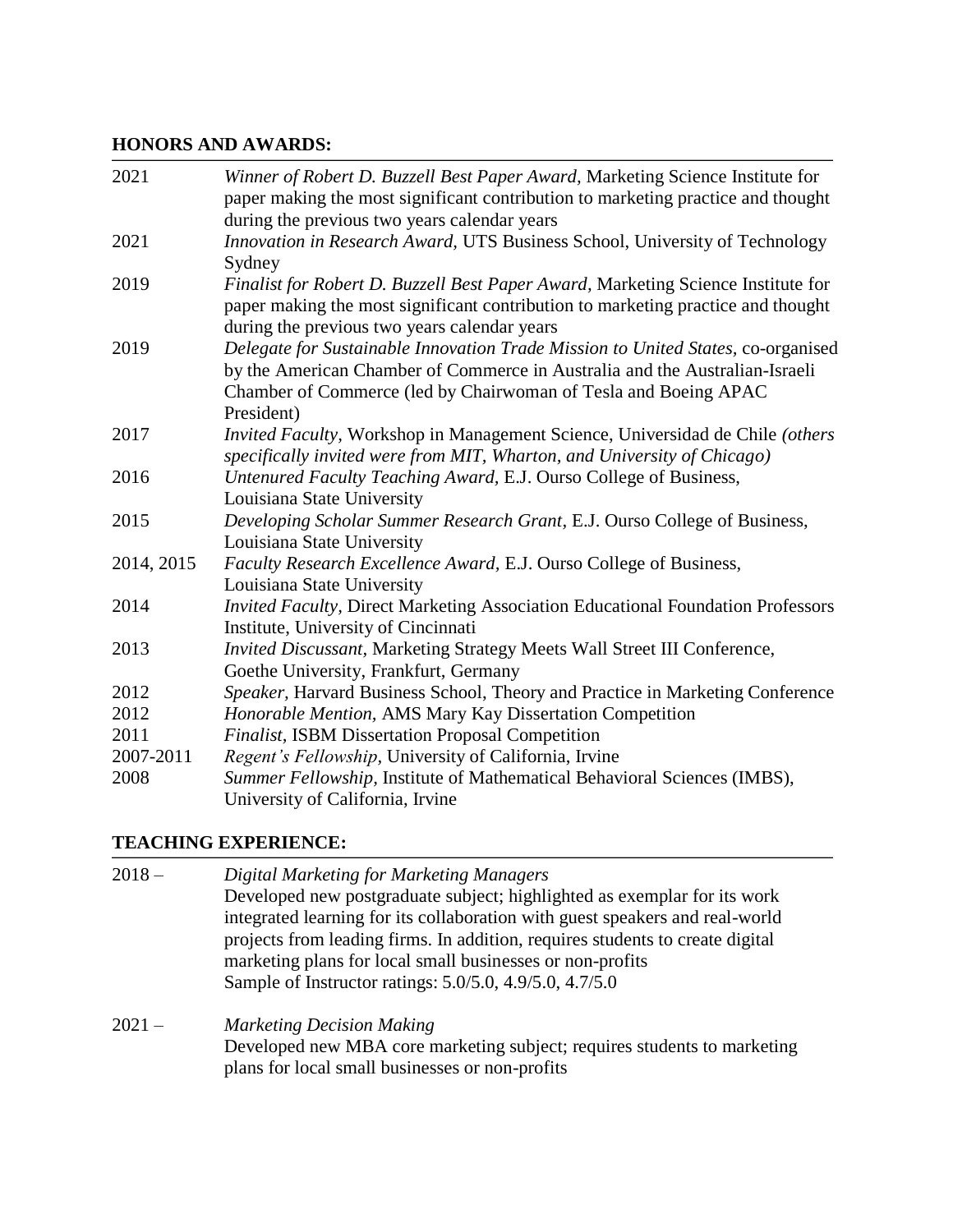## HONORS AND AWARDS:

| | |
|---|---|
| 2021 | *Winner of Robert D. Buzzell Best Paper Award,* Marketing Science Institute for paper making the most significant contribution to marketing practice and thought during the previous two years calendar years |
| 2021 | *Innovation in Research Award,* UTS Business School, University of Technology Sydney |
| 2019 | *Finalist for Robert D. Buzzell Best Paper Award,* Marketing Science Institute for paper making the most significant contribution to marketing practice and thought during the previous two years calendar years |
| 2019 | *Delegate for Sustainable Innovation Trade Mission to United States,* co-organised by the American Chamber of Commerce in Australia and the Australian-Israeli Chamber of Commerce (led by Chairwoman of Tesla and Boeing APAC President) |
| 2017 | *Invited Faculty,* Workshop in Management Science, Universidad de Chile *(others specifically invited were from MIT, Wharton, and University of Chicago)* |
| 2016 | *Untenured Faculty Teaching Award,* E.J. Ourso College of Business, Louisiana State University |
| 2015 | *Developing Scholar Summer Research Grant,* E.J. Ourso College of Business, Louisiana State University |
| 2014, 2015 | *Faculty Research Excellence Award,* E.J. Ourso College of Business, Louisiana State University |
| 2014 | *Invited Faculty,* Direct Marketing Association Educational Foundation Professors Institute, University of Cincinnati |
| 2013 | *Invited Discussant,* Marketing Strategy Meets Wall Street III Conference, Goethe University, Frankfurt, Germany |
| 2012 | *Speaker,* Harvard Business School, Theory and Practice in Marketing Conference |
| 2012 | *Honorable Mention,* AMS Mary Kay Dissertation Competition |
| 2011 | *Finalist,* ISBM Dissertation Proposal Competition |
| 2007-2011 | *Regent's Fellowship,* University of California, Irvine |
| 2008 | *Summer Fellowship,* Institute of Mathematical Behavioral Sciences (IMBS), University of California, Irvine |

## TEACHING EXPERIENCE:

2018 – *Digital Marketing for Marketing Managers*
Developed new postgraduate subject; highlighted as exemplar for its work integrated learning for its collaboration with guest speakers and real-world projects from leading firms. In addition, requires students to create digital marketing plans for local small businesses or non-profits
Sample of Instructor ratings: 5.0/5.0, 4.9/5.0, 4.7/5.0

2021 – *Marketing Decision Making*
Developed new MBA core marketing subject; requires students to marketing plans for local small businesses or non-profits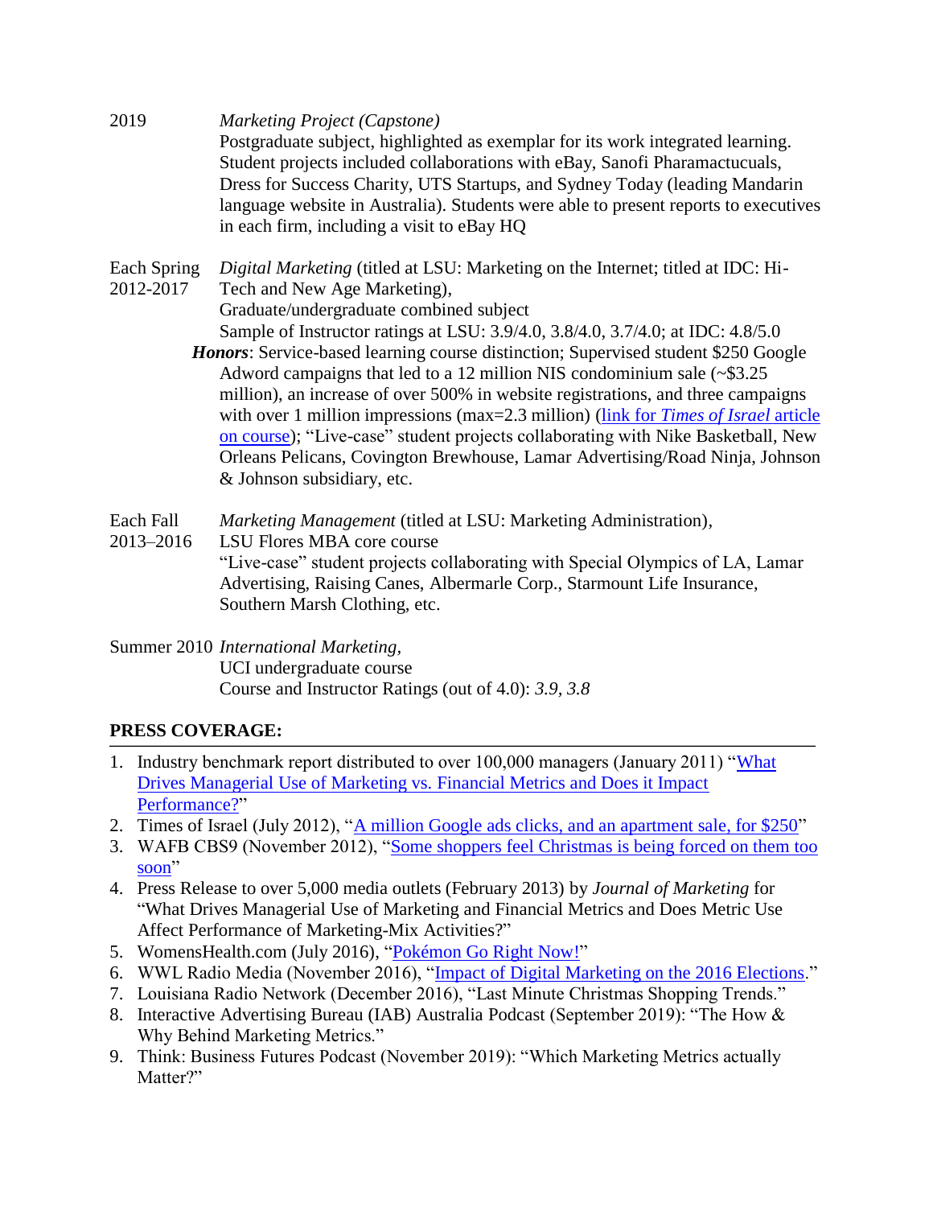2019 *Marketing Project (Capstone)*
Postgraduate subject, highlighted as exemplar for its work integrated learning. Student projects included collaborations with eBay, Sanofi Pharamactucuals, Dress for Success Charity, UTS Startups, and Sydney Today (leading Mandarin language website in Australia). Students were able to present reports to executives in each firm, including a visit to eBay HQ

Each Spring 2012-2017 *Digital Marketing* (titled at LSU: Marketing on the Internet; titled at IDC: Hi-Tech and New Age Marketing),
Graduate/undergraduate combined subject
Sample of Instructor ratings at LSU: 3.9/4.0, 3.8/4.0, 3.7/4.0; at IDC: 4.8/5.0
***Honors***: Service-based learning course distinction; Supervised student $250 Google Adword campaigns that led to a 12 million NIS condominium sale (~$3.25 million), an increase of over 500% in website registrations, and three campaigns with over 1 million impressions (max=2.3 million) (link for *Times of Israel* article on course); "Live-case" student projects collaborating with Nike Basketball, New Orleans Pelicans, Covington Brewhouse, Lamar Advertising/Road Ninja, Johnson & Johnson subsidiary, etc.

Each Fall 2013–2016 *Marketing Management* (titled at LSU: Marketing Administration),
LSU Flores MBA core course
"Live-case" student projects collaborating with Special Olympics of LA, Lamar Advertising, Raising Canes, Albermarle Corp., Starmount Life Insurance, Southern Marsh Clothing, etc.

Summer 2010 *International Marketing,*
UCI undergraduate course
Course and Instructor Ratings (out of 4.0): *3.9, 3.8*

## PRESS COVERAGE:

1. Industry benchmark report distributed to over 100,000 managers (January 2011) "What Drives Managerial Use of Marketing vs. Financial Metrics and Does it Impact Performance?"
2. Times of Israel (July 2012), "A million Google ads clicks, and an apartment sale, for $250"
3. WAFB CBS9 (November 2012), "Some shoppers feel Christmas is being forced on them too soon"
4. Press Release to over 5,000 media outlets (February 2013) by *Journal of Marketing* for "What Drives Managerial Use of Marketing and Financial Metrics and Does Metric Use Affect Performance of Marketing-Mix Activities?"
5. WomensHealth.com (July 2016), "Pokémon Go Right Now!"
6. WWL Radio Media (November 2016), "Impact of Digital Marketing on the 2016 Elections."
7. Louisiana Radio Network (December 2016), "Last Minute Christmas Shopping Trends."
8. Interactive Advertising Bureau (IAB) Australia Podcast (September 2019): "The How & Why Behind Marketing Metrics."
9. Think: Business Futures Podcast (November 2019): "Which Marketing Metrics actually Matter?"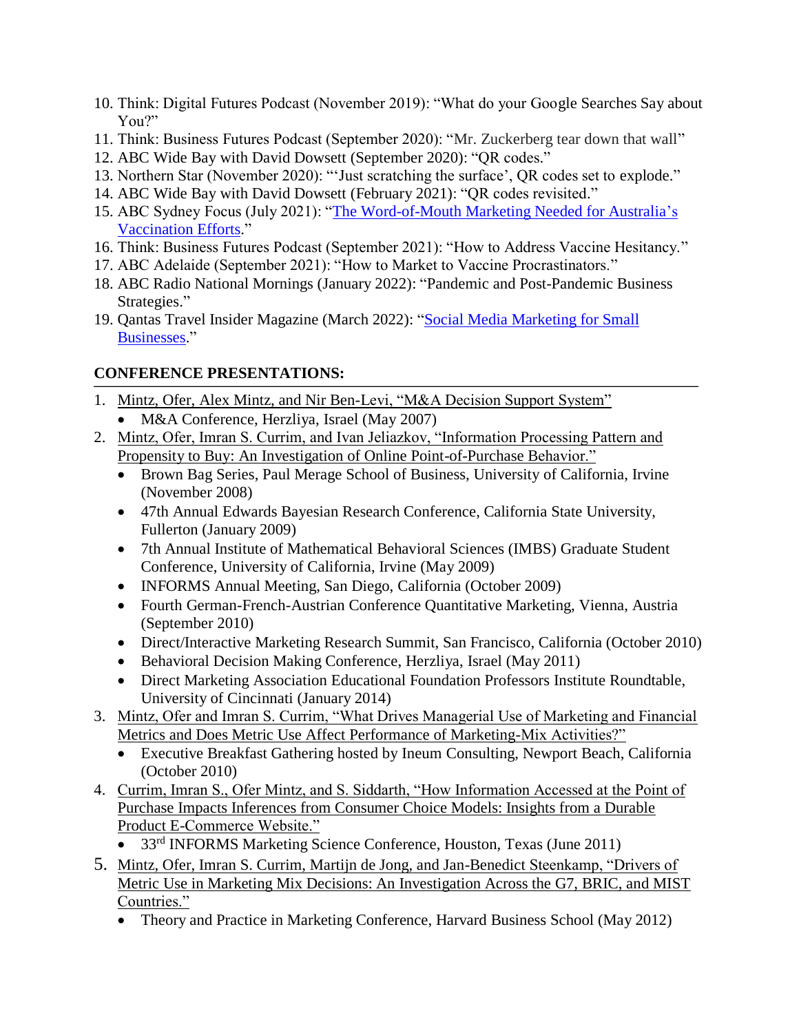10. Think: Digital Futures Podcast (November 2019): "What do your Google Searches Say about You?"
11. Think: Business Futures Podcast (September 2020): "Mr. Zuckerberg tear down that wall"
12. ABC Wide Bay with David Dowsett (September 2020): "QR codes."
13. Northern Star (November 2020): "'Just scratching the surface', QR codes set to explode."
14. ABC Wide Bay with David Dowsett (February 2021): "QR codes revisited."
15. ABC Sydney Focus (July 2021): "The Word-of-Mouth Marketing Needed for Australia's Vaccination Efforts."
16. Think: Business Futures Podcast (September 2021): "How to Address Vaccine Hesitancy."
17. ABC Adelaide (September 2021): "How to Market to Vaccine Procrastinators."
18. ABC Radio National Mornings (January 2022): "Pandemic and Post-Pandemic Business Strategies."
19. Qantas Travel Insider Magazine (March 2022): "Social Media Marketing for Small Businesses."

**CONFERENCE PRESENTATIONS:**

1. Mintz, Ofer, Alex Mintz, and Nir Ben-Levi, "M&A Decision Support System"
   - M&A Conference, Herzliya, Israel (May 2007)
2. Mintz, Ofer, Imran S. Currim, and Ivan Jeliazkov, "Information Processing Pattern and Propensity to Buy: An Investigation of Online Point-of-Purchase Behavior."
   - Brown Bag Series, Paul Merage School of Business, University of California, Irvine (November 2008)
   - 47th Annual Edwards Bayesian Research Conference, California State University, Fullerton (January 2009)
   - 7th Annual Institute of Mathematical Behavioral Sciences (IMBS) Graduate Student Conference, University of California, Irvine (May 2009)
   - INFORMS Annual Meeting, San Diego, California (October 2009)
   - Fourth German-French-Austrian Conference Quantitative Marketing, Vienna, Austria (September 2010)
   - Direct/Interactive Marketing Research Summit, San Francisco, California (October 2010)
   - Behavioral Decision Making Conference, Herzliya, Israel (May 2011)
   - Direct Marketing Association Educational Foundation Professors Institute Roundtable, University of Cincinnati (January 2014)
3. Mintz, Ofer and Imran S. Currim, "What Drives Managerial Use of Marketing and Financial Metrics and Does Metric Use Affect Performance of Marketing-Mix Activities?"
   - Executive Breakfast Gathering hosted by Ineum Consulting, Newport Beach, California (October 2010)
4. Currim, Imran S., Ofer Mintz, and S. Siddarth, "How Information Accessed at the Point of Purchase Impacts Inferences from Consumer Choice Models: Insights from a Durable Product E-Commerce Website."
   - 33rd INFORMS Marketing Science Conference, Houston, Texas (June 2011)
5. Mintz, Ofer, Imran S. Currim, Martijn de Jong, and Jan-Benedict Steenkamp, "Drivers of Metric Use in Marketing Mix Decisions: An Investigation Across the G7, BRIC, and MIST Countries."
   - Theory and Practice in Marketing Conference, Harvard Business School (May 2012)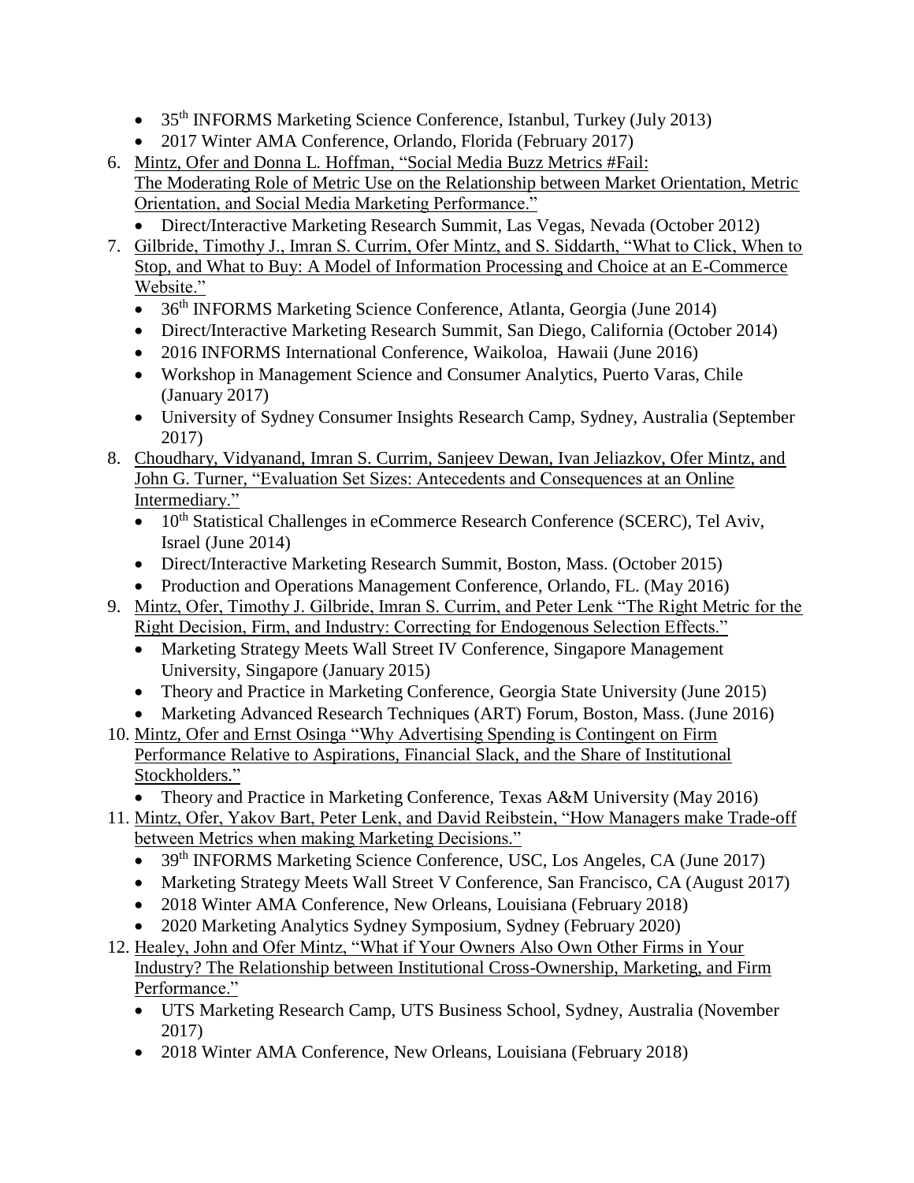- 35th INFORMS Marketing Science Conference, Istanbul, Turkey (July 2013)
- 2017 Winter AMA Conference, Orlando, Florida (February 2017)

6. Mintz, Ofer and Donna L. Hoffman, "Social Media Buzz Metrics #Fail: The Moderating Role of Metric Use on the Relationship between Market Orientation, Metric Orientation, and Social Media Marketing Performance."
   - Direct/Interactive Marketing Research Summit, Las Vegas, Nevada (October 2012)
7. Gilbride, Timothy J., Imran S. Currim, Ofer Mintz, and S. Siddarth, "What to Click, When to Stop, and What to Buy: A Model of Information Processing and Choice at an E-Commerce Website."
   - 36th INFORMS Marketing Science Conference, Atlanta, Georgia (June 2014)
   - Direct/Interactive Marketing Research Summit, San Diego, California (October 2014)
   - 2016 INFORMS International Conference, Waikoloa, Hawaii (June 2016)
   - Workshop in Management Science and Consumer Analytics, Puerto Varas, Chile (January 2017)
   - University of Sydney Consumer Insights Research Camp, Sydney, Australia (September 2017)
8. Choudhary, Vidyanand, Imran S. Currim, Sanjeev Dewan, Ivan Jeliazkov, Ofer Mintz, and John G. Turner, "Evaluation Set Sizes: Antecedents and Consequences at an Online Intermediary."
   - 10th Statistical Challenges in eCommerce Research Conference (SCERC), Tel Aviv, Israel (June 2014)
   - Direct/Interactive Marketing Research Summit, Boston, Mass. (October 2015)
   - Production and Operations Management Conference, Orlando, FL. (May 2016)
9. Mintz, Ofer, Timothy J. Gilbride, Imran S. Currim, and Peter Lenk "The Right Metric for the Right Decision, Firm, and Industry: Correcting for Endogenous Selection Effects."
   - Marketing Strategy Meets Wall Street IV Conference, Singapore Management University, Singapore (January 2015)
   - Theory and Practice in Marketing Conference, Georgia State University (June 2015)
   - Marketing Advanced Research Techniques (ART) Forum, Boston, Mass. (June 2016)
10. Mintz, Ofer and Ernst Osinga "Why Advertising Spending is Contingent on Firm Performance Relative to Aspirations, Financial Slack, and the Share of Institutional Stockholders."
    - Theory and Practice in Marketing Conference, Texas A&M University (May 2016)
11. Mintz, Ofer, Yakov Bart, Peter Lenk, and David Reibstein, "How Managers make Trade-off between Metrics when making Marketing Decisions."
    - 39th INFORMS Marketing Science Conference, USC, Los Angeles, CA (June 2017)
    - Marketing Strategy Meets Wall Street V Conference, San Francisco, CA (August 2017)
    - 2018 Winter AMA Conference, New Orleans, Louisiana (February 2018)
    - 2020 Marketing Analytics Sydney Symposium, Sydney (February 2020)
12. Healey, John and Ofer Mintz, "What if Your Owners Also Own Other Firms in Your Industry? The Relationship between Institutional Cross-Ownership, Marketing, and Firm Performance."
    - UTS Marketing Research Camp, UTS Business School, Sydney, Australia (November 2017)
    - 2018 Winter AMA Conference, New Orleans, Louisiana (February 2018)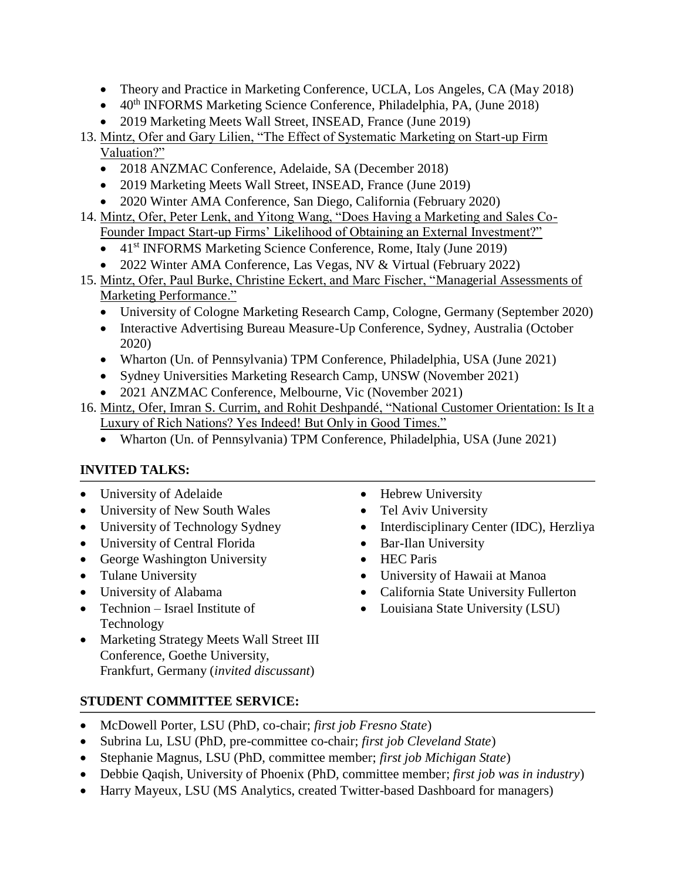- Theory and Practice in Marketing Conference, UCLA, Los Angeles, CA (May 2018)
- 40th INFORMS Marketing Science Conference, Philadelphia, PA, (June 2018)
- 2019 Marketing Meets Wall Street, INSEAD, France (June 2019)

13. Mintz, Ofer and Gary Lilien, "The Effect of Systematic Marketing on Start-up Firm Valuation?"
    - 2018 ANZMAC Conference, Adelaide, SA (December 2018)
    - 2019 Marketing Meets Wall Street, INSEAD, France (June 2019)
    - 2020 Winter AMA Conference, San Diego, California (February 2020)
14. Mintz, Ofer, Peter Lenk, and Yitong Wang, "Does Having a Marketing and Sales Co-Founder Impact Start-up Firms' Likelihood of Obtaining an External Investment?"
    - 41st INFORMS Marketing Science Conference, Rome, Italy (June 2019)
    - 2022 Winter AMA Conference, Las Vegas, NV & Virtual (February 2022)
15. Mintz, Ofer, Paul Burke, Christine Eckert, and Marc Fischer, "Managerial Assessments of Marketing Performance."
    - University of Cologne Marketing Research Camp, Cologne, Germany (September 2020)
    - Interactive Advertising Bureau Measure-Up Conference, Sydney, Australia (October 2020)
    - Wharton (Un. of Pennsylvania) TPM Conference, Philadelphia, USA (June 2021)
    - Sydney Universities Marketing Research Camp, UNSW (November 2021)
    - 2021 ANZMAC Conference, Melbourne, Vic (November 2021)
16. Mintz, Ofer, Imran S. Currim, and Rohit Deshpandé, "National Customer Orientation: Is It a Luxury of Rich Nations? Yes Indeed! But Only in Good Times."
    - Wharton (Un. of Pennsylvania) TPM Conference, Philadelphia, USA (June 2021)

## INVITED TALKS:

- University of Adelaide
- University of New South Wales
- University of Technology Sydney
- University of Central Florida
- George Washington University
- Tulane University
- University of Alabama
- Technion – Israel Institute of Technology
- Marketing Strategy Meets Wall Street III Conference, Goethe University, Frankfurt, Germany (*invited discussant*)
- Hebrew University
- Tel Aviv University
- Interdisciplinary Center (IDC), Herzliya
- Bar-Ilan University
- HEC Paris
- University of Hawaii at Manoa
- California State University Fullerton
- Louisiana State University (LSU)

## STUDENT COMMITTEE SERVICE:

- McDowell Porter, LSU (PhD, co-chair; *first job Fresno State*)
- Subrina Lu, LSU (PhD, pre-committee co-chair; *first job Cleveland State*)
- Stephanie Magnus, LSU (PhD, committee member; *first job Michigan State*)
- Debbie Qaqish, University of Phoenix (PhD, committee member; *first job was in industry*)
- Harry Mayeux, LSU (MS Analytics, created Twitter-based Dashboard for managers)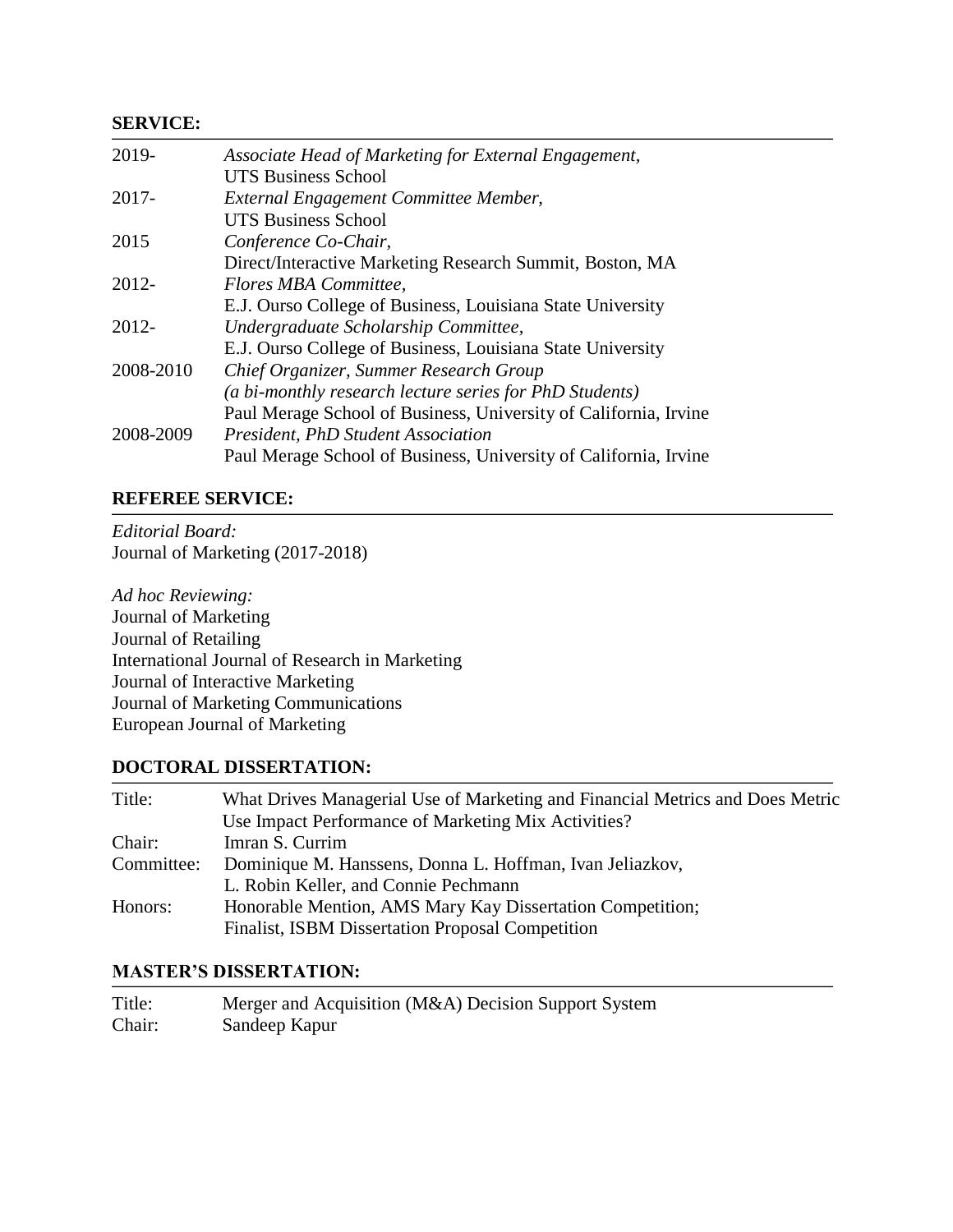## SERVICE:

| | |
|---|---|
| 2019- | *Associate Head of Marketing for External Engagement,* UTS Business School |
| 2017- | *External Engagement Committee Member,* UTS Business School |
| 2015 | *Conference Co-Chair,* Direct/Interactive Marketing Research Summit, Boston, MA |
| 2012- | *Flores MBA Committee,* E.J. Ourso College of Business, Louisiana State University |
| 2012- | *Undergraduate Scholarship Committee,* E.J. Ourso College of Business, Louisiana State University |
| 2008-2010 | *Chief Organizer, Summer Research Group (a bi-monthly research lecture series for PhD Students)* Paul Merage School of Business, University of California, Irvine |
| 2008-2009 | *President, PhD Student Association* Paul Merage School of Business, University of California, Irvine |

## REFEREE SERVICE:

*Editorial Board:*
Journal of Marketing (2017-2018)

*Ad hoc Reviewing:*
Journal of Marketing
Journal of Retailing
International Journal of Research in Marketing
Journal of Interactive Marketing
Journal of Marketing Communications
European Journal of Marketing

## DOCTORAL DISSERTATION:

| | |
|---|---|
| Title: | What Drives Managerial Use of Marketing and Financial Metrics and Does Metric Use Impact Performance of Marketing Mix Activities? |
| Chair: | Imran S. Currim |
| Committee: | Dominique M. Hanssens, Donna L. Hoffman, Ivan Jeliazkov, L. Robin Keller, and Connie Pechmann |
| Honors: | Honorable Mention, AMS Mary Kay Dissertation Competition; Finalist, ISBM Dissertation Proposal Competition |

## MASTER'S DISSERTATION:

| | |
|---|---|
| Title: | Merger and Acquisition (M&A) Decision Support System |
| Chair: | Sandeep Kapur |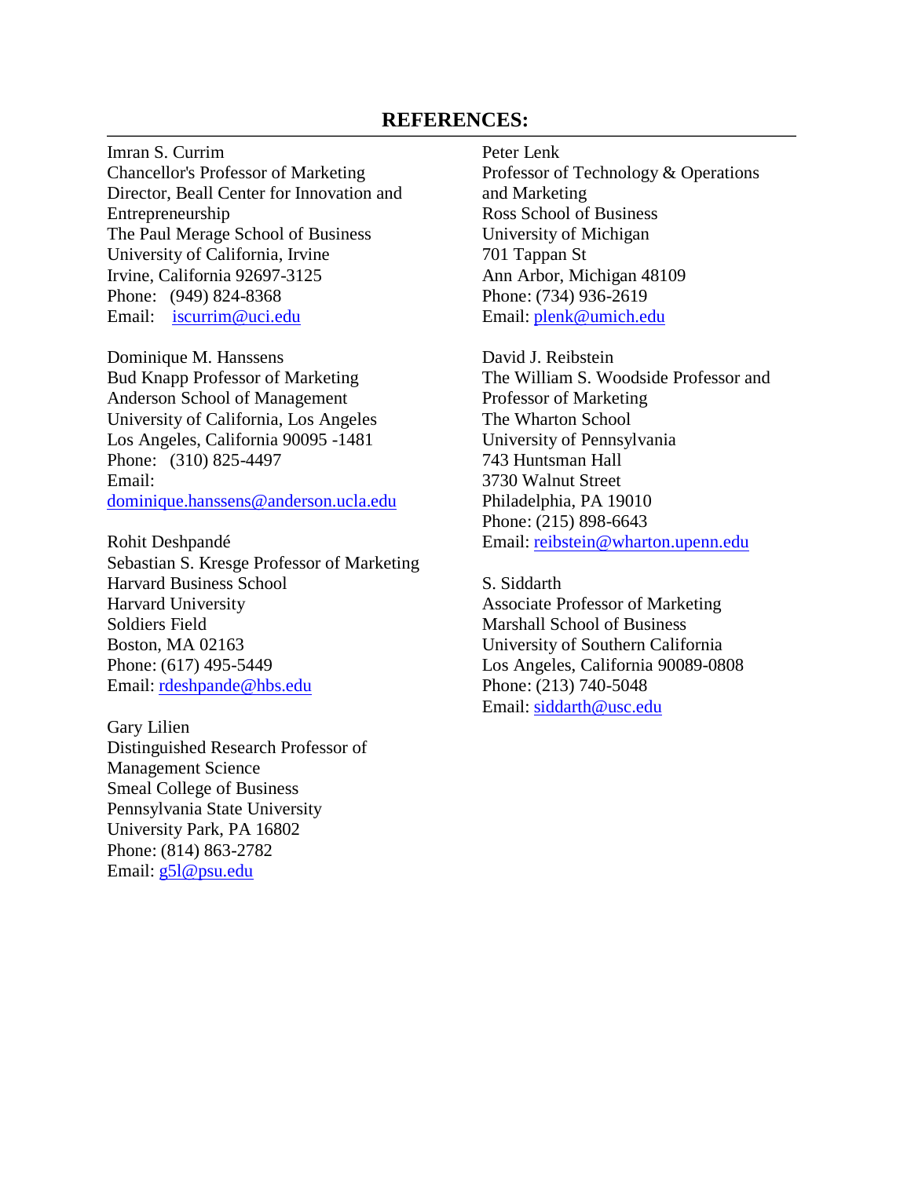## REFERENCES:

Imran S. Currim
Chancellor's Professor of Marketing
Director, Beall Center for Innovation and Entrepreneurship
The Paul Merage School of Business
University of California, Irvine
Irvine, California 92697-3125
Phone: (949) 824-8368
Email: iscurrim@uci.edu

Dominique M. Hanssens
Bud Knapp Professor of Marketing
Anderson School of Management
University of California, Los Angeles
Los Angeles, California 90095 -1481
Phone: (310) 825-4497
Email: dominique.hanssens@anderson.ucla.edu

Rohit Deshpandé
Sebastian S. Kresge Professor of Marketing
Harvard Business School
Harvard University
Soldiers Field
Boston, MA 02163
Phone: (617) 495-5449
Email: rdeshpande@hbs.edu

Gary Lilien
Distinguished Research Professor of Management Science
Smeal College of Business
Pennsylvania State University
University Park, PA 16802
Phone: (814) 863-2782
Email: g5l@psu.edu

Peter Lenk
Professor of Technology & Operations and Marketing
Ross School of Business
University of Michigan
701 Tappan St
Ann Arbor, Michigan 48109
Phone: (734) 936-2619
Email: plenk@umich.edu

David J. Reibstein
The William S. Woodside Professor and Professor of Marketing
The Wharton School
University of Pennsylvania
743 Huntsman Hall
3730 Walnut Street
Philadelphia, PA 19010
Phone: (215) 898-6643
Email: reibstein@wharton.upenn.edu

S. Siddarth
Associate Professor of Marketing
Marshall School of Business
University of Southern California
Los Angeles, California 90089-0808
Phone: (213) 740-5048
Email: siddarth@usc.edu